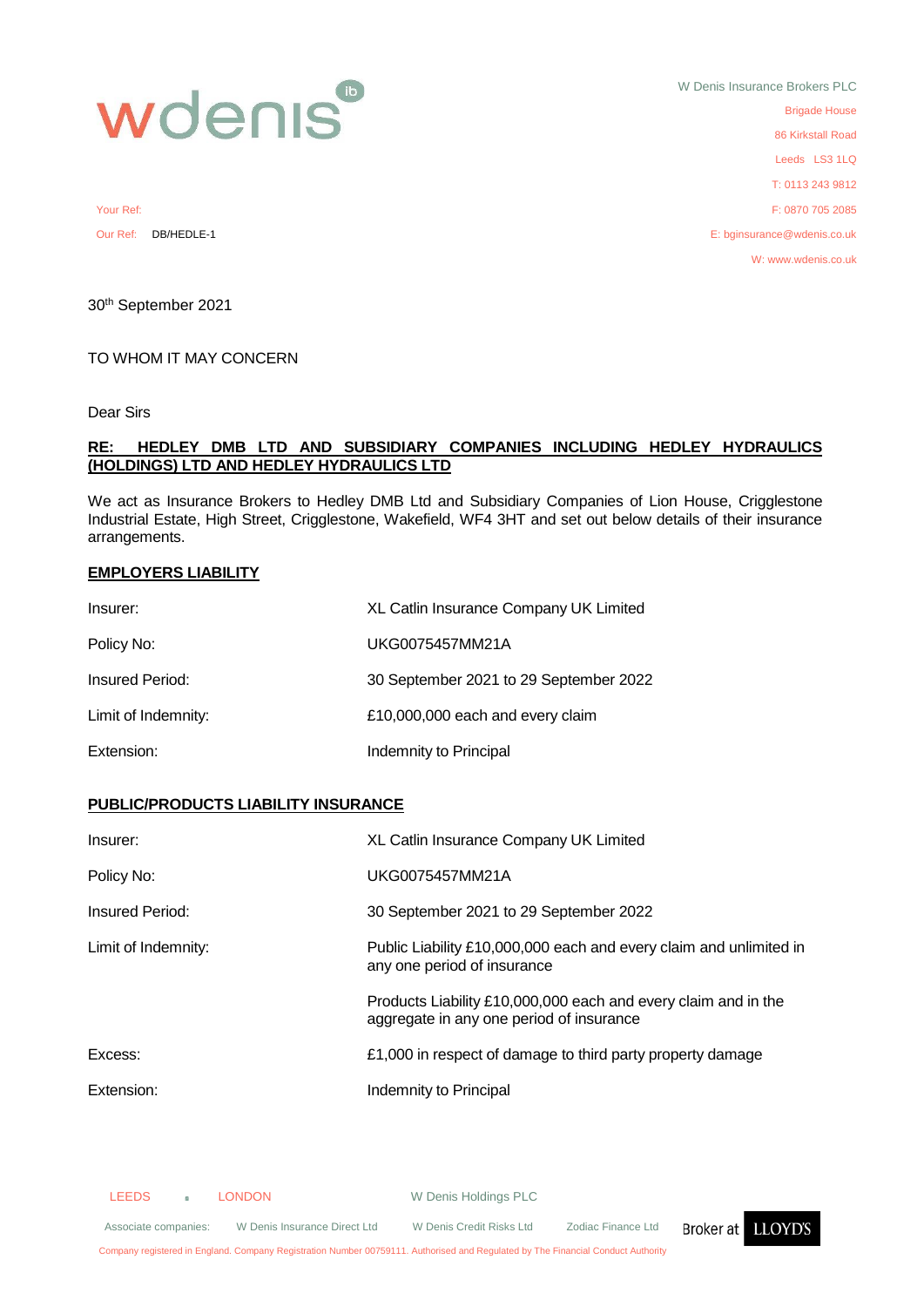wdenis ib

W Denis Insurance Brokers PLC
Brigade House
86 Kirkstall Road
Leeds LS3 1LQ
T: 0113 243 9812
F: 0870 705 2085
E: bginsurance@wdenis.co.uk
W: www.wdenis.co.uk

Your Ref:
Our Ref: DB/HEDLE-1

30th September 2021

TO WHOM IT MAY CONCERN

Dear Sirs

**RE: HEDLEY DMB LTD AND SUBSIDIARY COMPANIES INCLUDING HEDLEY HYDRAULICS (HOLDINGS) LTD AND HEDLEY HYDRAULICS LTD**

We act as Insurance Brokers to Hedley DMB Ltd and Subsidiary Companies of Lion House, Crigglestone Industrial Estate, High Street, Crigglestone, Wakefield, WF4 3HT and set out below details of their insurance arrangements.

**EMPLOYERS LIABILITY**

| | |
|---|---|
| Insurer: | XL Catlin Insurance Company UK Limited |
| Policy No: | UKG0075457MM21A |
| Insured Period: | 30 September 2021 to 29 September 2022 |
| Limit of Indemnity: | £10,000,000 each and every claim |
| Extension: | Indemnity to Principal |

**PUBLIC/PRODUCTS LIABILITY INSURANCE**

| | |
|---|---|
| Insurer: | XL Catlin Insurance Company UK Limited |
| Policy No: | UKG0075457MM21A |
| Insured Period: | 30 September 2021 to 29 September 2022 |
| Limit of Indemnity: | Public Liability £10,000,000 each and every claim and unlimited in any one period of insurance |
| | Products Liability £10,000,000 each and every claim and in the aggregate in any one period of insurance |
| Excess: | £1,000 in respect of damage to third party property damage |
| Extension: | Indemnity to Principal |

LEEDS ▪ LONDON W Denis Holdings PLC

Associate companies: W Denis Insurance Direct Ltd W Denis Credit Risks Ltd Zodiac Finance Ltd Broker at LLOYD'S

Company registered in England. Company Registration Number 00759111. Authorised and Regulated by The Financial Conduct Authority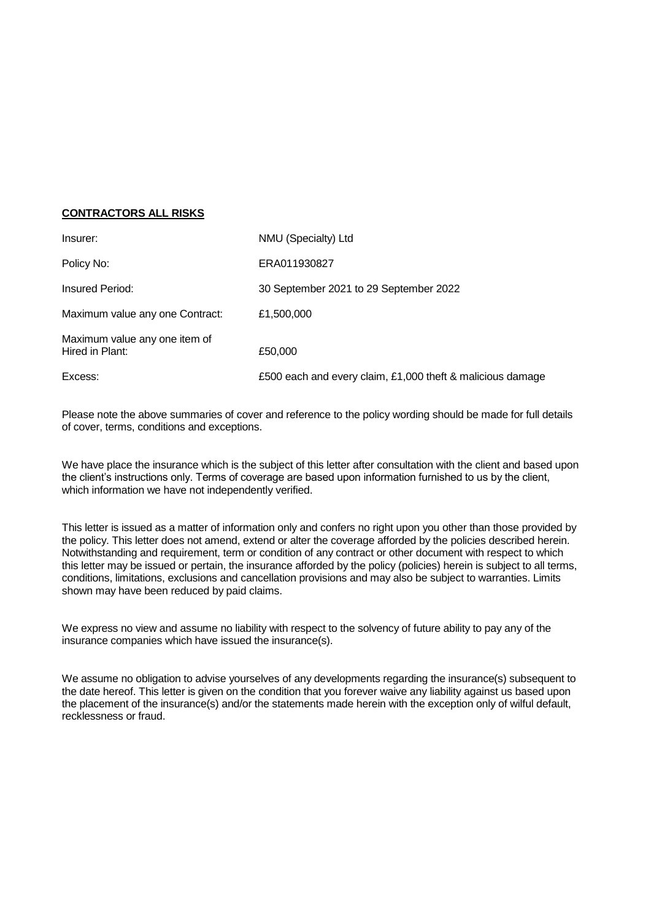**CONTRACTORS ALL RISKS**

| | |
|---|---|
| Insurer: | NMU (Specialty) Ltd |
| Policy No: | ERA011930827 |
| Insured Period: | 30 September 2021 to 29 September 2022 |
| Maximum value any one Contract: | £1,500,000 |
| Maximum value any one item of Hired in Plant: | £50,000 |
| Excess: | £500 each and every claim, £1,000 theft & malicious damage |

Please note the above summaries of cover and reference to the policy wording should be made for full details of cover, terms, conditions and exceptions.

We have place the insurance which is the subject of this letter after consultation with the client and based upon the client's instructions only. Terms of coverage are based upon information furnished to us by the client, which information we have not independently verified.

This letter is issued as a matter of information only and confers no right upon you other than those provided by the policy. This letter does not amend, extend or alter the coverage afforded by the policies described herein. Notwithstanding and requirement, term or condition of any contract or other document with respect to which this letter may be issued or pertain, the insurance afforded by the policy (policies) herein is subject to all terms, conditions, limitations, exclusions and cancellation provisions and may also be subject to warranties. Limits shown may have been reduced by paid claims.

We express no view and assume no liability with respect to the solvency of future ability to pay any of the insurance companies which have issued the insurance(s).

We assume no obligation to advise yourselves of any developments regarding the insurance(s) subsequent to the date hereof. This letter is given on the condition that you forever waive any liability against us based upon the placement of the insurance(s) and/or the statements made herein with the exception only of wilful default, recklessness or fraud.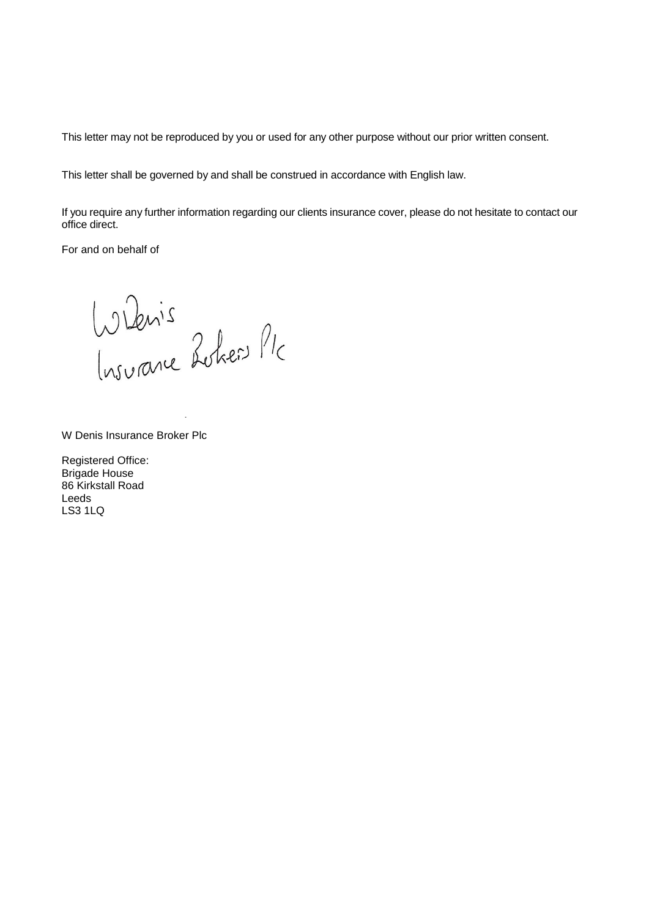This letter may not be reproduced by you or used for any other purpose without our prior written consent.

This letter shall be governed by and shall be construed in accordance with English law.

If you require any further information regarding our clients insurance cover, please do not hesitate to contact our office direct.

For and on behalf of

W Denis
Insurance Brokers Plc

W Denis Insurance Broker Plc

Registered Office:
Brigade House
86 Kirkstall Road
Leeds
LS3 1LQ